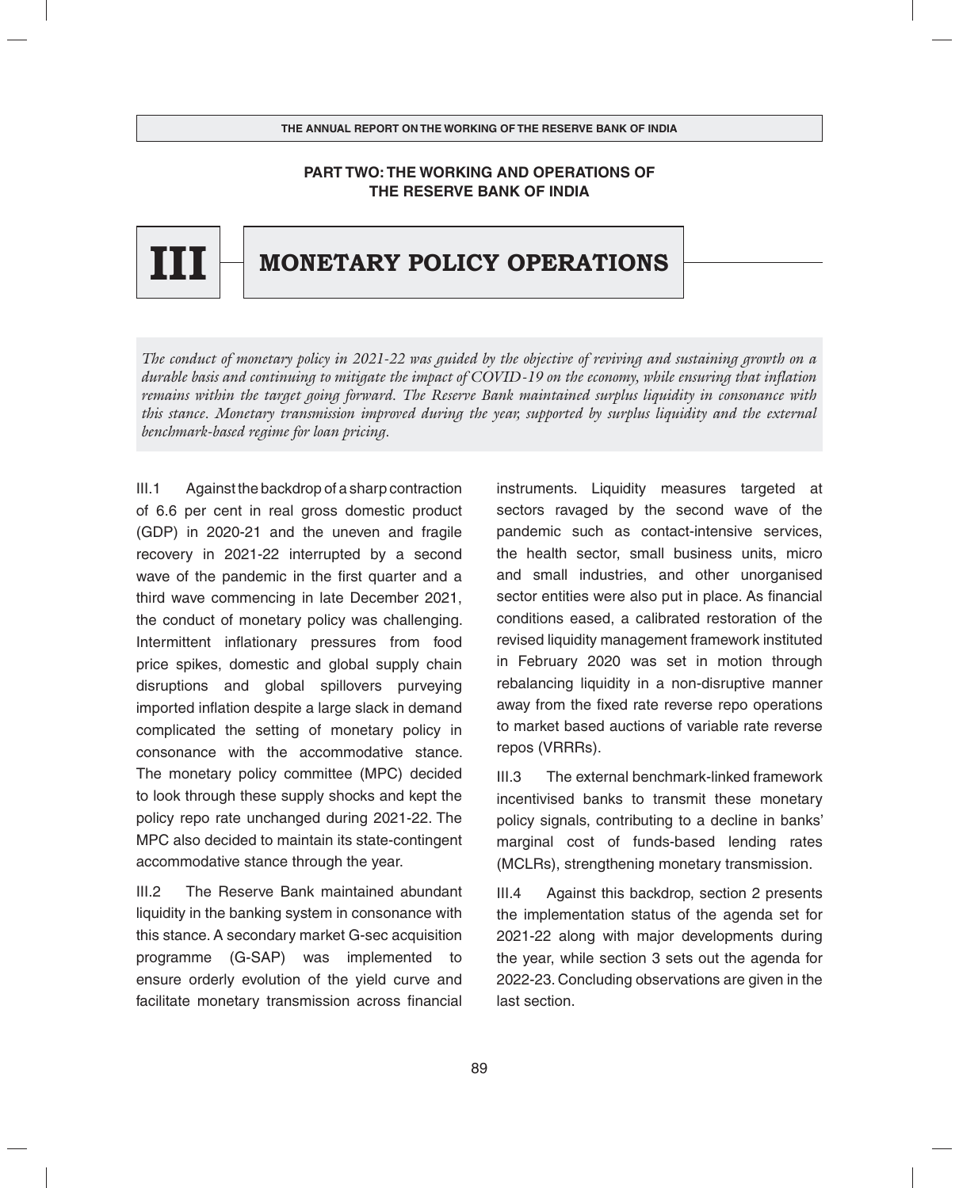## PART TWO: THE WORKING AND OPERATIONS OF THE RESERVE BANK OF INDIA

# III MONETARY POLICY OPERATIONS

*The conduct of monetary policy in 2021-22 was guided by the objective of reviving and sustaining growth on a durable basis and continuing to mitigate the impact of COVID-19 on the economy, while ensuring that inflation remains within the target going forward. The Reserve Bank maintained surplus liquidity in consonance with this stance. Monetary transmission improved during the year, supported by surplus liquidity and the external benchmark-based regime for loan pricing.*

III.1 Against the backdrop of a sharp contraction of 6.6 per cent in real gross domestic product (GDP) in 2020-21 and the uneven and fragile recovery in 2021-22 interrupted by a second wave of the pandemic in the first quarter and a third wave commencing in late December 2021, the conduct of monetary policy was challenging. Intermittent inflationary pressures from food price spikes, domestic and global supply chain disruptions and global spillovers purveying imported inflation despite a large slack in demand complicated the setting of monetary policy in consonance with the accommodative stance. The monetary policy committee (MPC) decided to look through these supply shocks and kept the policy repo rate unchanged during 2021-22. The MPC also decided to maintain its state-contingent accommodative stance through the year.

III.2 The Reserve Bank maintained abundant liquidity in the banking system in consonance with this stance. A secondary market G-sec acquisition programme (G-SAP) was implemented to ensure orderly evolution of the yield curve and facilitate monetary transmission across financial instruments. Liquidity measures targeted at sectors ravaged by the second wave of the pandemic such as contact-intensive services, the health sector, small business units, micro and small industries, and other unorganised sector entities were also put in place. As financial conditions eased, a calibrated restoration of the revised liquidity management framework instituted in February 2020 was set in motion through rebalancing liquidity in a non-disruptive manner away from the fixed rate reverse repo operations to market based auctions of variable rate reverse repos (VRRRs).

III.3 The external benchmark-linked framework incentivised banks to transmit these monetary policy signals, contributing to a decline in banks' marginal cost of funds-based lending rates (MCLRs), strengthening monetary transmission.

III.4 Against this backdrop, section 2 presents the implementation status of the agenda set for 2021-22 along with major developments during the year, while section 3 sets out the agenda for 2022-23. Concluding observations are given in the last section.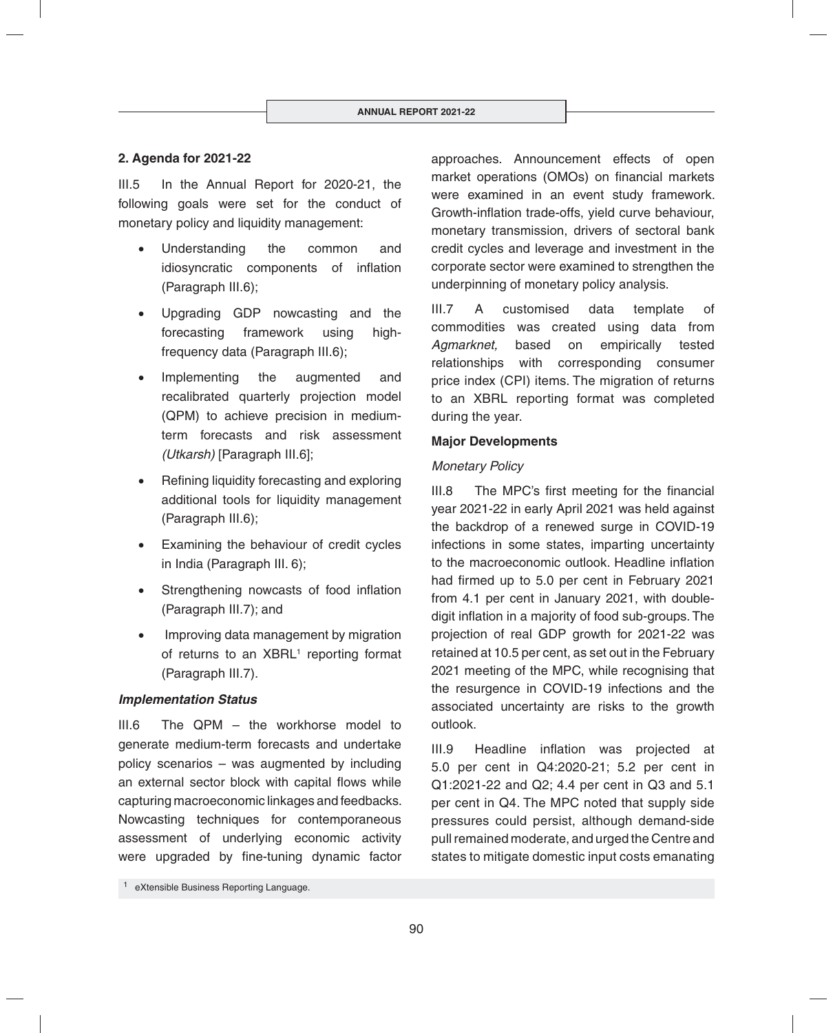### 2. Agenda for 2021-22

III.5 In the Annual Report for 2020-21, the following goals were set for the conduct of monetary policy and liquidity management:

- Understanding the common and idiosyncratic components of inflation (Paragraph III.6);
- Upgrading GDP nowcasting and the forecasting framework using high-frequency data (Paragraph III.6);
- Implementing the augmented and recalibrated quarterly projection model (QPM) to achieve precision in medium-term forecasts and risk assessment *(Utkarsh)* [Paragraph III.6];
- Refining liquidity forecasting and exploring additional tools for liquidity management (Paragraph III.6);
- Examining the behaviour of credit cycles in India (Paragraph III. 6);
- Strengthening nowcasts of food inflation (Paragraph III.7); and
- Improving data management by migration of returns to an XBRL[1] reporting format (Paragraph III.7).

#### *Implementation Status*

III.6 The QPM – the workhorse model to generate medium-term forecasts and undertake policy scenarios – was augmented by including an external sector block with capital flows while capturing macroeconomic linkages and feedbacks. Nowcasting techniques for contemporaneous assessment of underlying economic activity were upgraded by fine-tuning dynamic factor approaches. Announcement effects of open market operations (OMOs) on financial markets were examined in an event study framework. Growth-inflation trade-offs, yield curve behaviour, monetary transmission, drivers of sectoral bank credit cycles and leverage and investment in the corporate sector were examined to strengthen the underpinning of monetary policy analysis.

III.7 A customised data template of commodities was created using data from *Agmarknet,* based on empirically tested relationships with corresponding consumer price index (CPI) items. The migration of returns to an XBRL reporting format was completed during the year.

### Major Developments

#### *Monetary Policy*

III.8 The MPC's first meeting for the financial year 2021-22 in early April 2021 was held against the backdrop of a renewed surge in COVID-19 infections in some states, imparting uncertainty to the macroeconomic outlook. Headline inflation had firmed up to 5.0 per cent in February 2021 from 4.1 per cent in January 2021, with double-digit inflation in a majority of food sub-groups. The projection of real GDP growth for 2021-22 was retained at 10.5 per cent, as set out in the February 2021 meeting of the MPC, while recognising that the resurgence in COVID-19 infections and the associated uncertainty are risks to the growth outlook.

III.9 Headline inflation was projected at 5.0 per cent in Q4:2020-21; 5.2 per cent in Q1:2021-22 and Q2; 4.4 per cent in Q3 and 5.1 per cent in Q4. The MPC noted that supply side pressures could persist, although demand-side pull remained moderate, and urged the Centre and states to mitigate domestic input costs emanating

[1] eXtensible Business Reporting Language.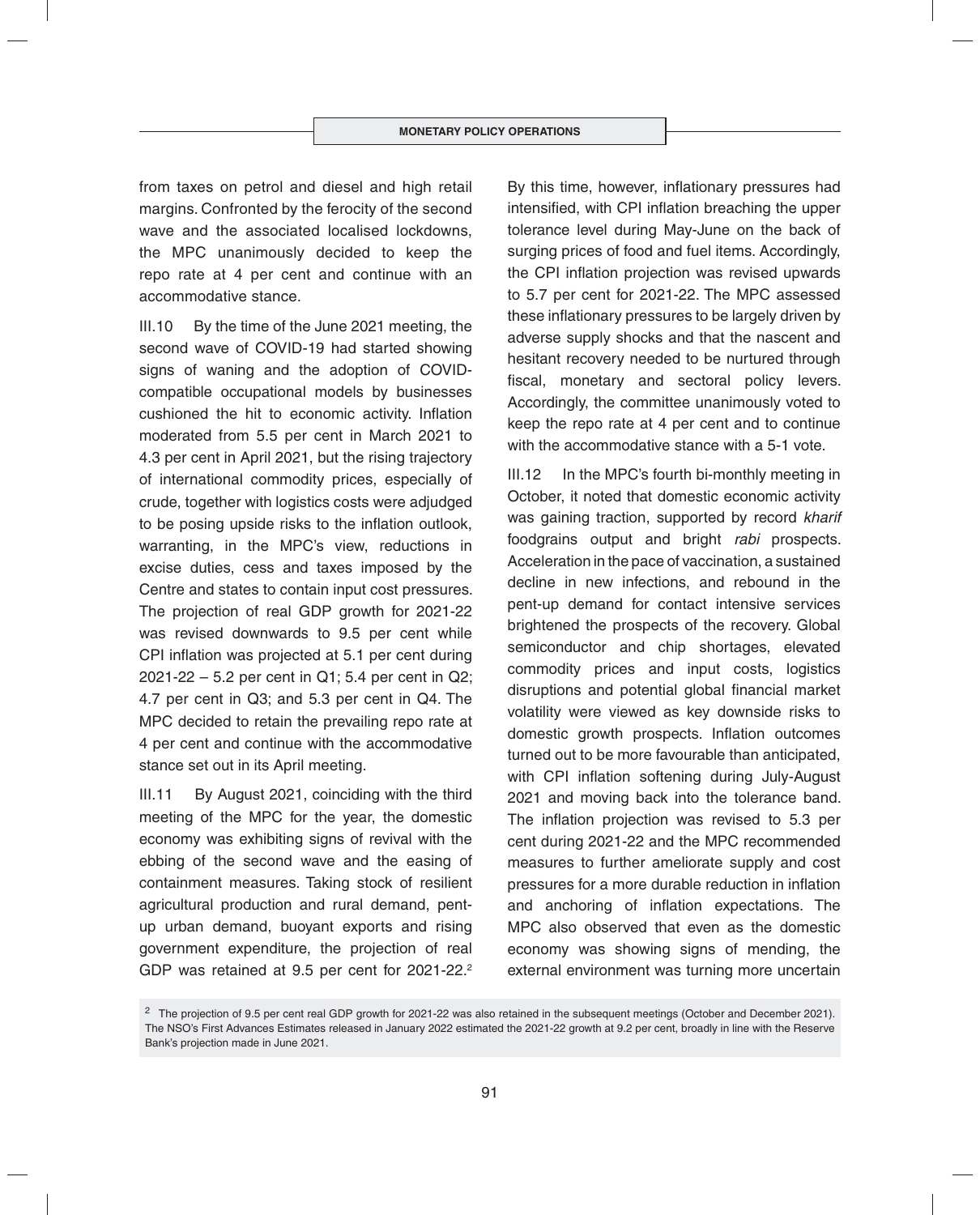from taxes on petrol and diesel and high retail margins. Confronted by the ferocity of the second wave and the associated localised lockdowns, the MPC unanimously decided to keep the repo rate at 4 per cent and continue with an accommodative stance.

III.10 By the time of the June 2021 meeting, the second wave of COVID-19 had started showing signs of waning and the adoption of COVID-compatible occupational models by businesses cushioned the hit to economic activity. Inflation moderated from 5.5 per cent in March 2021 to 4.3 per cent in April 2021, but the rising trajectory of international commodity prices, especially of crude, together with logistics costs were adjudged to be posing upside risks to the inflation outlook, warranting, in the MPC's view, reductions in excise duties, cess and taxes imposed by the Centre and states to contain input cost pressures. The projection of real GDP growth for 2021-22 was revised downwards to 9.5 per cent while CPI inflation was projected at 5.1 per cent during 2021-22 – 5.2 per cent in Q1; 5.4 per cent in Q2; 4.7 per cent in Q3; and 5.3 per cent in Q4. The MPC decided to retain the prevailing repo rate at 4 per cent and continue with the accommodative stance set out in its April meeting.

III.11 By August 2021, coinciding with the third meeting of the MPC for the year, the domestic economy was exhibiting signs of revival with the ebbing of the second wave and the easing of containment measures. Taking stock of resilient agricultural production and rural demand, pent-up urban demand, buoyant exports and rising government expenditure, the projection of real GDP was retained at 9.5 per cent for 2021-22.[2] By this time, however, inflationary pressures had intensified, with CPI inflation breaching the upper tolerance level during May-June on the back of surging prices of food and fuel items. Accordingly, the CPI inflation projection was revised upwards to 5.7 per cent for 2021-22. The MPC assessed these inflationary pressures to be largely driven by adverse supply shocks and that the nascent and hesitant recovery needed to be nurtured through fiscal, monetary and sectoral policy levers. Accordingly, the committee unanimously voted to keep the repo rate at 4 per cent and to continue with the accommodative stance with a 5-1 vote.

III.12 In the MPC's fourth bi-monthly meeting in October, it noted that domestic economic activity was gaining traction, supported by record *kharif* foodgrains output and bright *rabi* prospects. Acceleration in the pace of vaccination, a sustained decline in new infections, and rebound in the pent-up demand for contact intensive services brightened the prospects of the recovery. Global semiconductor and chip shortages, elevated commodity prices and input costs, logistics disruptions and potential global financial market volatility were viewed as key downside risks to domestic growth prospects. Inflation outcomes turned out to be more favourable than anticipated, with CPI inflation softening during July-August 2021 and moving back into the tolerance band. The inflation projection was revised to 5.3 per cent during 2021-22 and the MPC recommended measures to further ameliorate supply and cost pressures for a more durable reduction in inflation and anchoring of inflation expectations. The MPC also observed that even as the domestic economy was showing signs of mending, the external environment was turning more uncertain

[2] The projection of 9.5 per cent real GDP growth for 2021-22 was also retained in the subsequent meetings (October and December 2021). The NSO's First Advances Estimates released in January 2022 estimated the 2021-22 growth at 9.2 per cent, broadly in line with the Reserve Bank's projection made in June 2021.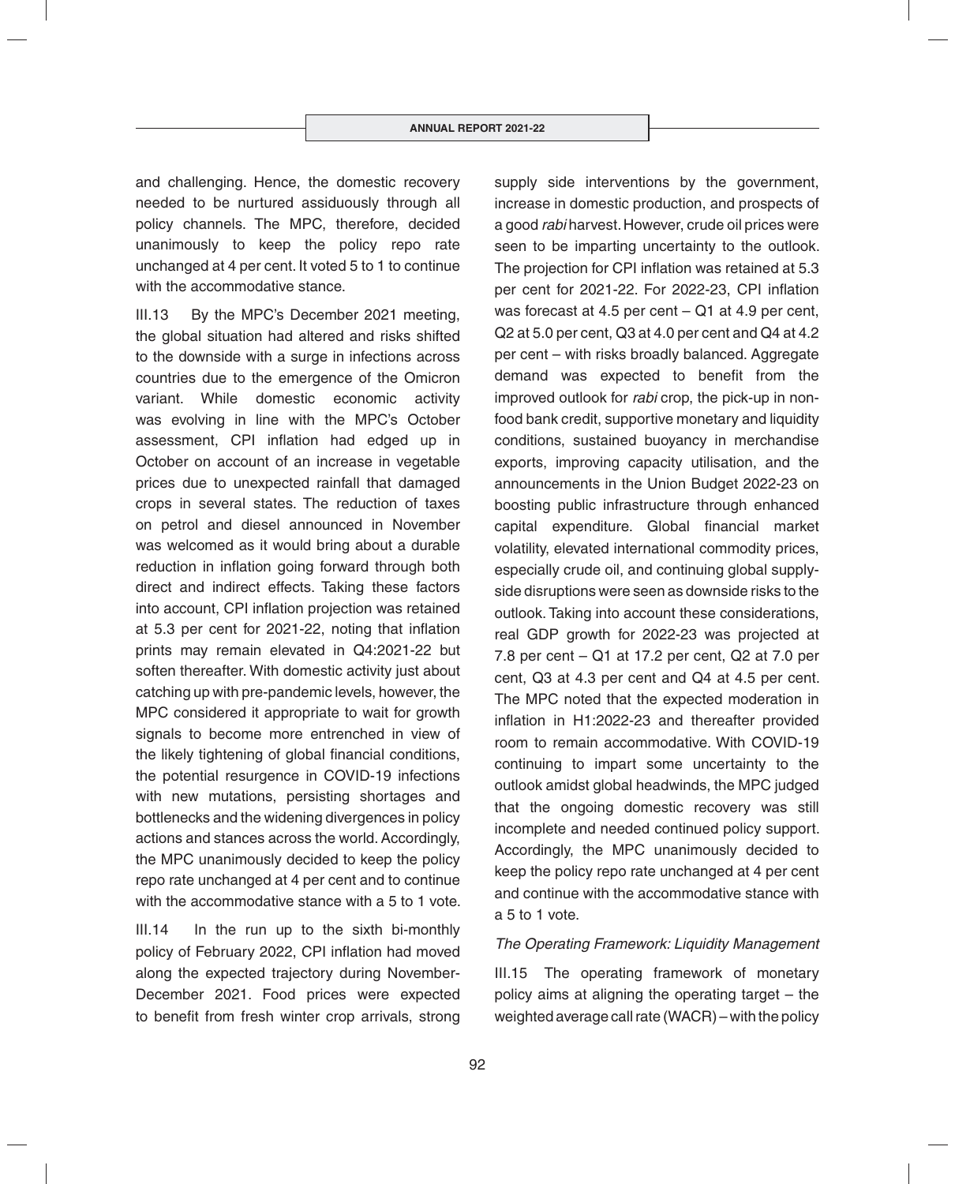and challenging. Hence, the domestic recovery needed to be nurtured assiduously through all policy channels. The MPC, therefore, decided unanimously to keep the policy repo rate unchanged at 4 per cent. It voted 5 to 1 to continue with the accommodative stance.

III.13 By the MPC's December 2021 meeting, the global situation had altered and risks shifted to the downside with a surge in infections across countries due to the emergence of the Omicron variant. While domestic economic activity was evolving in line with the MPC's October assessment, CPI inflation had edged up in October on account of an increase in vegetable prices due to unexpected rainfall that damaged crops in several states. The reduction of taxes on petrol and diesel announced in November was welcomed as it would bring about a durable reduction in inflation going forward through both direct and indirect effects. Taking these factors into account, CPI inflation projection was retained at 5.3 per cent for 2021-22, noting that inflation prints may remain elevated in Q4:2021-22 but soften thereafter. With domestic activity just about catching up with pre-pandemic levels, however, the MPC considered it appropriate to wait for growth signals to become more entrenched in view of the likely tightening of global financial conditions, the potential resurgence in COVID-19 infections with new mutations, persisting shortages and bottlenecks and the widening divergences in policy actions and stances across the world. Accordingly, the MPC unanimously decided to keep the policy repo rate unchanged at 4 per cent and to continue with the accommodative stance with a 5 to 1 vote.

III.14 In the run up to the sixth bi-monthly policy of February 2022, CPI inflation had moved along the expected trajectory during November-December 2021. Food prices were expected to benefit from fresh winter crop arrivals, strong supply side interventions by the government, increase in domestic production, and prospects of a good *rabi* harvest. However, crude oil prices were seen to be imparting uncertainty to the outlook. The projection for CPI inflation was retained at 5.3 per cent for 2021-22. For 2022-23, CPI inflation was forecast at 4.5 per cent – Q1 at 4.9 per cent, Q2 at 5.0 per cent, Q3 at 4.0 per cent and Q4 at 4.2 per cent – with risks broadly balanced. Aggregate demand was expected to benefit from the improved outlook for *rabi* crop, the pick-up in non-food bank credit, supportive monetary and liquidity conditions, sustained buoyancy in merchandise exports, improving capacity utilisation, and the announcements in the Union Budget 2022-23 on boosting public infrastructure through enhanced capital expenditure. Global financial market volatility, elevated international commodity prices, especially crude oil, and continuing global supply-side disruptions were seen as downside risks to the outlook. Taking into account these considerations, real GDP growth for 2022-23 was projected at 7.8 per cent – Q1 at 17.2 per cent, Q2 at 7.0 per cent, Q3 at 4.3 per cent and Q4 at 4.5 per cent. The MPC noted that the expected moderation in inflation in H1:2022-23 and thereafter provided room to remain accommodative. With COVID-19 continuing to impart some uncertainty to the outlook amidst global headwinds, the MPC judged that the ongoing domestic recovery was still incomplete and needed continued policy support. Accordingly, the MPC unanimously decided to keep the policy repo rate unchanged at 4 per cent and continue with the accommodative stance with a 5 to 1 vote.

*The Operating Framework: Liquidity Management*

III.15 The operating framework of monetary policy aims at aligning the operating target – the weighted average call rate (WACR) – with the policy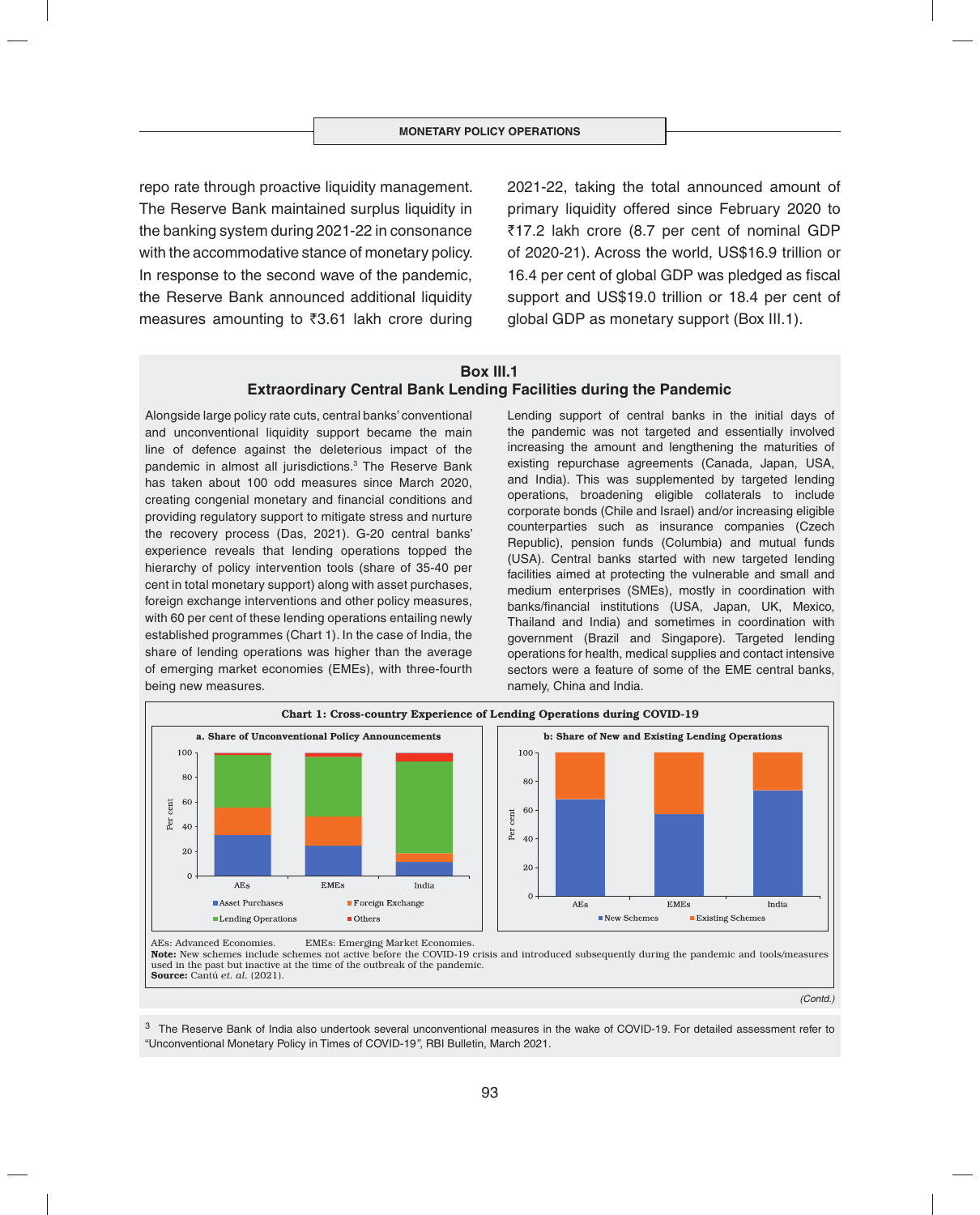repo rate through proactive liquidity management. The Reserve Bank maintained surplus liquidity in the banking system during 2021-22 in consonance with the accommodative stance of monetary policy. In response to the second wave of the pandemic, the Reserve Bank announced additional liquidity measures amounting to ₹3.61 lakh crore during 2021-22, taking the total announced amount of primary liquidity offered since February 2020 to ₹17.2 lakh crore (8.7 per cent of nominal GDP of 2020-21). Across the world, US$16.9 trillion or 16.4 per cent of global GDP was pledged as fiscal support and US$19.0 trillion or 18.4 per cent of global GDP as monetary support (Box III.1).

## Box III.1
## Extraordinary Central Bank Lending Facilities during the Pandemic

Alongside large policy rate cuts, central banks' conventional and unconventional liquidity support became the main line of defence against the deleterious impact of the pandemic in almost all jurisdictions.[3] The Reserve Bank has taken about 100 odd measures since March 2020, creating congenial monetary and financial conditions and providing regulatory support to mitigate stress and nurture the recovery process (Das, 2021). G-20 central banks' experience reveals that lending operations topped the hierarchy of policy intervention tools (share of 35-40 per cent in total monetary support) along with asset purchases, foreign exchange interventions and other policy measures, with 60 per cent of these lending operations entailing newly established programmes (Chart 1). In the case of India, the share of lending operations was higher than the average of emerging market economies (EMEs), with three-fourth being new measures.

Lending support of central banks in the initial days of the pandemic was not targeted and essentially involved increasing the amount and lengthening the maturities of existing repurchase agreements (Canada, Japan, USA, and India). This was supplemented by targeted lending operations, broadening eligible collaterals to include corporate bonds (Chile and Israel) and/or increasing eligible counterparties such as insurance companies (Czech Republic), pension funds (Columbia) and mutual funds (USA). Central banks started with new targeted lending facilities aimed at protecting the vulnerable and small and medium enterprises (SMEs), mostly in coordination with banks/financial institutions (USA, Japan, UK, Mexico, Thailand and India) and sometimes in coordination with government (Brazil and Singapore). Targeted lending operations for health, medical supplies and contact intensive sectors were a feature of some of the EME central banks, namely, China and India.

**Chart 1: Cross-country Experience of Lending Operations during COVID-19**

a. Share of Unconventional Policy Announcements

b: Share of New and Existing Lending Operations

AEs: Advanced Economies. EMEs: Emerging Market Economies.

**Note:** New schemes include schemes not active before the COVID-19 crisis and introduced subsequently during the pandemic and tools/measures used in the past but inactive at the time of the outbreak of the pandemic.

**Source:** Cantú *et. al.* (2021).

*(Contd.)*

[3] The Reserve Bank of India also undertook several unconventional measures in the wake of COVID-19. For detailed assessment refer to "Unconventional Monetary Policy in Times of COVID-19", RBI Bulletin, March 2021.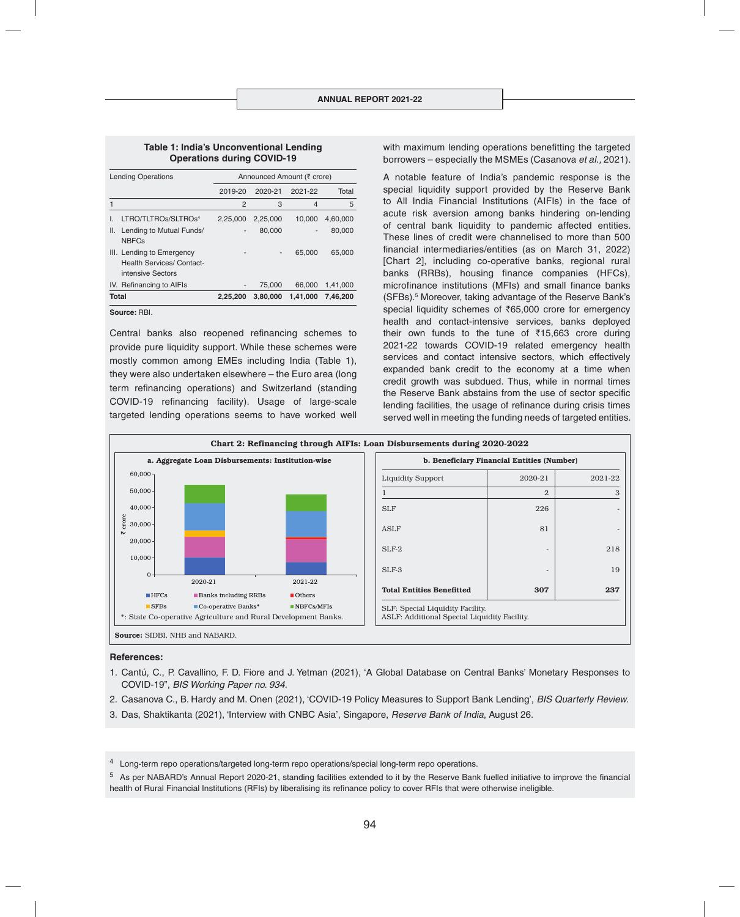**Table 1: India's Unconventional Lending Operations during COVID-19**

| Lending Operations | Announced Amount (₹ crore) | | | |
|---|---|---|---|---|
| | 2019-20 | 2020-21 | 2021-22 | Total |
| 1 | 2 | 3 | 4 | 5 |
| I. LTRO/TLTROs/SLTROs[4] | 2,25,000 | 2,25,000 | 10,000 | 4,60,000 |
| II. Lending to Mutual Funds/ NBFCs | - | 80,000 | - | 80,000 |
| III. Lending to Emergency Health Services/ Contact-intensive Sectors | - | - | 65,000 | 65,000 |
| IV. Refinancing to AIFIs | - | 75,000 | 66,000 | 1,41,000 |
| **Total** | **2,25,200** | **3,80,000** | **1,41,000** | **7,46,200** |

**Source:** RBI.

Central banks also reopened refinancing schemes to provide pure liquidity support. While these schemes were mostly common among EMEs including India (Table 1), they were also undertaken elsewhere – the Euro area (long term refinancing operations) and Switzerland (standing COVID-19 refinancing facility). Usage of large-scale targeted lending operations seems to have worked well with maximum lending operations benefitting the targeted borrowers – especially the MSMEs (Casanova *et al.,* 2021).

A notable feature of India's pandemic response is the special liquidity support provided by the Reserve Bank to All India Financial Institutions (AIFIs) in the face of acute risk aversion among banks hindering on-lending of central bank liquidity to pandemic affected entities. These lines of credit were channelised to more than 500 financial intermediaries/entities (as on March 31, 2022) [Chart 2], including co-operative banks, regional rural banks (RRBs), housing finance companies (HFCs), microfinance institutions (MFIs) and small finance banks (SFBs).[5] Moreover, taking advantage of the Reserve Bank's special liquidity schemes of ₹65,000 crore for emergency health and contact-intensive services, banks deployed their own funds to the tune of ₹15,663 crore during 2021-22 towards COVID-19 related emergency health services and contact intensive sectors, which effectively expanded bank credit to the economy at a time when credit growth was subdued. Thus, while in normal times the Reserve Bank abstains from the use of sector specific lending facilities, the usage of refinance during crisis times served well in meeting the funding needs of targeted entities.

**Chart 2: Refinancing through AIFIs: Loan Disbursements during 2020-2022**

**a. Aggregate Loan Disbursements: Institution-wise**

Legend: HFCs; Banks including RRBs; Others; SFBs; Co-operative Banks*; NBFCs/MFIs

*: State Co-operative Agriculture and Rural Development Banks.

**b. Beneficiary Financial Entities (Number)**

| Liquidity Support | 2020-21 | 2021-22 |
|---|---|---|
| 1 | 2 | 3 |
| SLF | 226 | - |
| ASLF | 81 | - |
| SLF-2 | - | 218 |
| SLF-3 | - | 19 |
| **Total Entities Benefitted** | **307** | **237** |

SLF: Special Liquidity Facility.
ASLF: Additional Special Liquidity Facility.

**Source:** SIDBI, NHB and NABARD.

**References:**

1. Cantú, C., P. Cavallino, F. D. Fiore and J. Yetman (2021), 'A Global Database on Central Banks' Monetary Responses to COVID-19", *BIS Working Paper no. 934*.
2. Casanova C., B. Hardy and M. Onen (2021), 'COVID-19 Policy Measures to Support Bank Lending', *BIS Quarterly Review*.
3. Das, Shaktikanta (2021), 'Interview with CNBC Asia', Singapore, *Reserve Bank of India*, August 26.

---

[4] Long-term repo operations/targeted long-term repo operations/special long-term repo operations.

[5] As per NABARD's Annual Report 2020-21, standing facilities extended to it by the Reserve Bank fuelled initiative to improve the financial health of Rural Financial Institutions (RFIs) by liberalising its refinance policy to cover RFIs that were otherwise ineligible.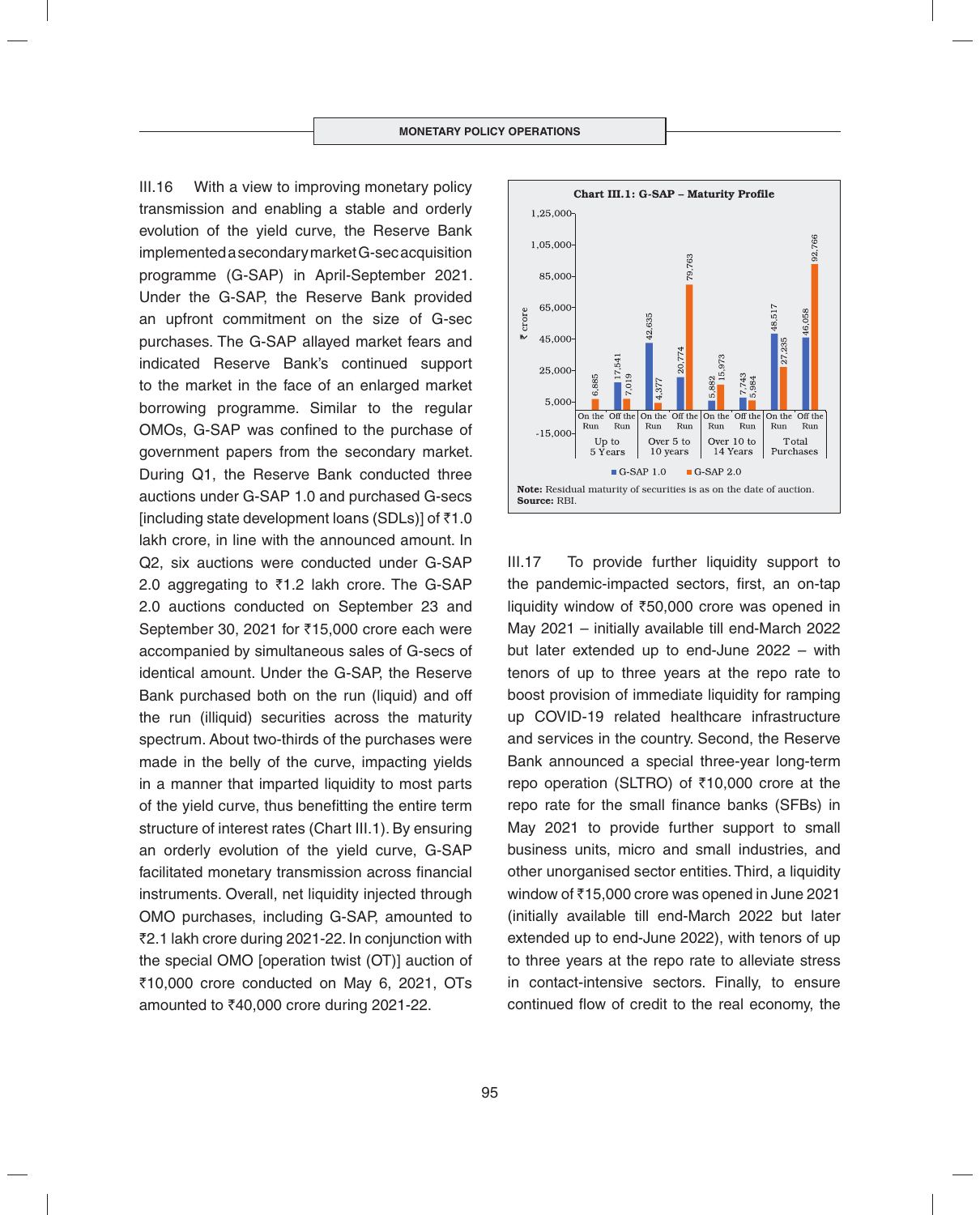III.16 With a view to improving monetary policy transmission and enabling a stable and orderly evolution of the yield curve, the Reserve Bank implemented a secondary market G-sec acquisition programme (G-SAP) in April-September 2021. Under the G-SAP, the Reserve Bank provided an upfront commitment on the size of G-sec purchases. The G-SAP allayed market fears and indicated Reserve Bank's continued support to the market in the face of an enlarged market borrowing programme. Similar to the regular OMOs, G-SAP was confined to the purchase of government papers from the secondary market. During Q1, the Reserve Bank conducted three auctions under G-SAP 1.0 and purchased G-secs [including state development loans (SDLs)] of ₹1.0 lakh crore, in line with the announced amount. In Q2, six auctions were conducted under G-SAP 2.0 aggregating to ₹1.2 lakh crore. The G-SAP 2.0 auctions conducted on September 23 and September 30, 2021 for ₹15,000 crore each were accompanied by simultaneous sales of G-secs of identical amount. Under the G-SAP, the Reserve Bank purchased both on the run (liquid) and off the run (illiquid) securities across the maturity spectrum. About two-thirds of the purchases were made in the belly of the curve, impacting yields in a manner that imparted liquidity to most parts of the yield curve, thus benefitting the entire term structure of interest rates (Chart III.1). By ensuring an orderly evolution of the yield curve, G-SAP facilitated monetary transmission across financial instruments. Overall, net liquidity injected through OMO purchases, including G-SAP, amounted to ₹2.1 lakh crore during 2021-22. In conjunction with the special OMO [operation twist (OT)] auction of ₹10,000 crore conducted on May 6, 2021, OTs amounted to ₹40,000 crore during 2021-22.

**Chart III.1: G-SAP – Maturity Profile**

(₹ crore)

| Maturity | | G-SAP 1.0 | G-SAP 2.0 |
|---|---|---|---|
| Up to 5 Years | On the Run | – | 6,885 |
| | Off the Run | 17,541 | 7,019 |
| Over 5 to 10 years | On the Run | 42,635 | 4,377 |
| | Off the Run | 20,774 | 79,763 |
| Over 10 to 14 Years | On the Run | 5,882 | 15,973 |
| | Off the Run | 7,743 | 5,984 |
| Total Purchases | On the Run | 48,517 | 27,235 |
| | Off the Run | 46,058 | 92,766 |

**Note:** Residual maturity of securities is as on the date of auction.
**Source:** RBI.

III.17 To provide further liquidity support to the pandemic-impacted sectors, first, an on-tap liquidity window of ₹50,000 crore was opened in May 2021 – initially available till end-March 2022 but later extended up to end-June 2022 – with tenors of up to three years at the repo rate to boost provision of immediate liquidity for ramping up COVID-19 related healthcare infrastructure and services in the country. Second, the Reserve Bank announced a special three-year long-term repo operation (SLTRO) of ₹10,000 crore at the repo rate for the small finance banks (SFBs) in May 2021 to provide further support to small business units, micro and small industries, and other unorganised sector entities. Third, a liquidity window of ₹15,000 crore was opened in June 2021 (initially available till end-March 2022 but later extended up to end-June 2022), with tenors of up to three years at the repo rate to alleviate stress in contact-intensive sectors. Finally, to ensure continued flow of credit to the real economy, the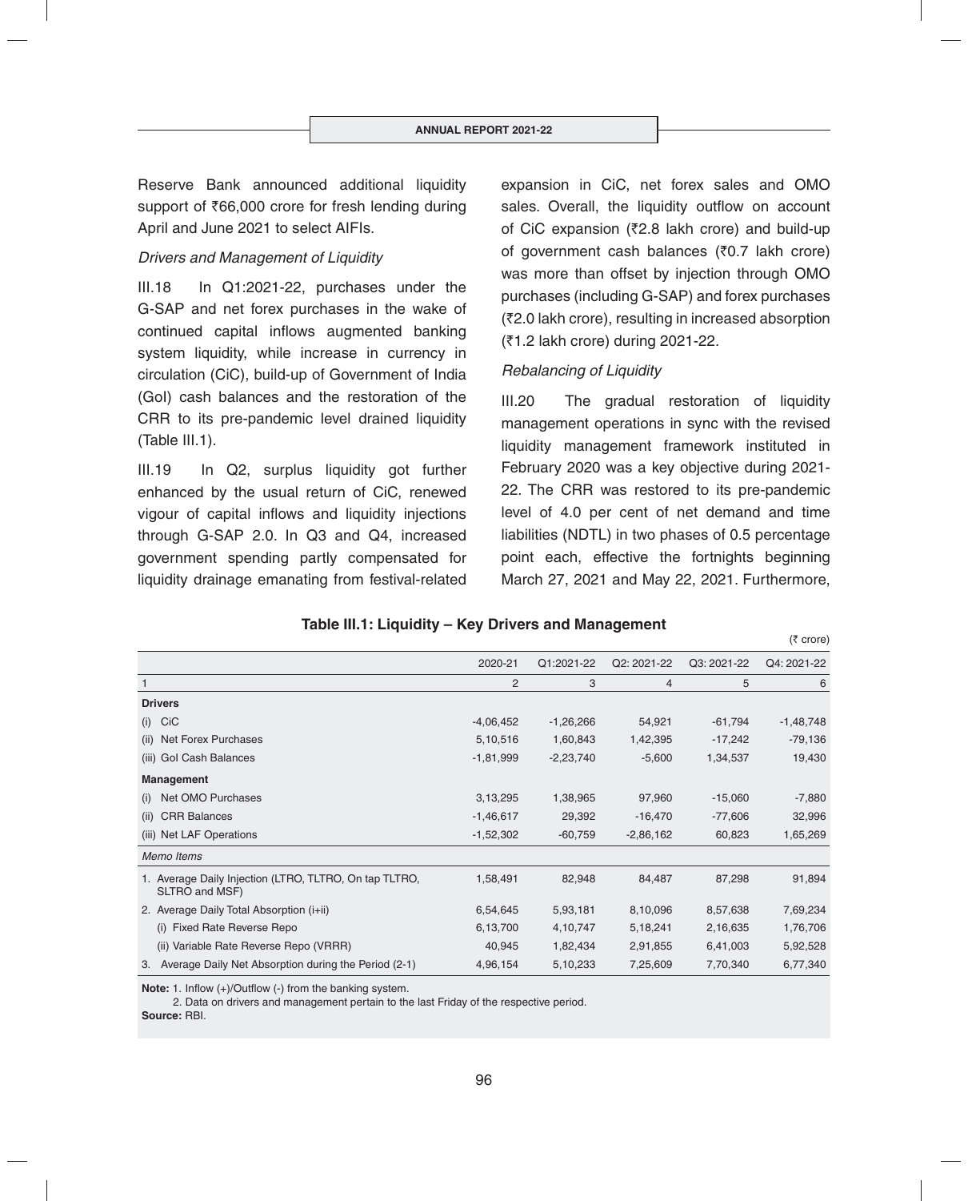Reserve Bank announced additional liquidity support of ₹66,000 crore for fresh lending during April and June 2021 to select AIFIs.

*Drivers and Management of Liquidity*

III.18 In Q1:2021-22, purchases under the G-SAP and net forex purchases in the wake of continued capital inflows augmented banking system liquidity, while increase in currency in circulation (CiC), build-up of Government of India (GoI) cash balances and the restoration of the CRR to its pre-pandemic level drained liquidity (Table III.1).

III.19 In Q2, surplus liquidity got further enhanced by the usual return of CiC, renewed vigour of capital inflows and liquidity injections through G-SAP 2.0. In Q3 and Q4, increased government spending partly compensated for liquidity drainage emanating from festival-related expansion in CiC, net forex sales and OMO sales. Overall, the liquidity outflow on account of CiC expansion (₹2.8 lakh crore) and build-up of government cash balances (₹0.7 lakh crore) was more than offset by injection through OMO purchases (including G-SAP) and forex purchases (₹2.0 lakh crore), resulting in increased absorption (₹1.2 lakh crore) during 2021-22.

*Rebalancing of Liquidity*

III.20 The gradual restoration of liquidity management operations in sync with the revised liquidity management framework instituted in February 2020 was a key objective during 2021-22. The CRR was restored to its pre-pandemic level of 4.0 per cent of net demand and time liabilities (NDTL) in two phases of 0.5 percentage point each, effective the fortnights beginning March 27, 2021 and May 22, 2021. Furthermore,

**Table III.1: Liquidity – Key Drivers and Management**

(₹ crore)

| | 2020-21 | Q1:2021-22 | Q2: 2021-22 | Q3: 2021-22 | Q4: 2021-22 |
|---|---|---|---|---|---|
| 1 | 2 | 3 | 4 | 5 | 6 |
| **Drivers** | | | | | |
| (i) CiC | -4,06,452 | -1,26,266 | 54,921 | -61,794 | -1,48,748 |
| (ii) Net Forex Purchases | 5,10,516 | 1,60,843 | 1,42,395 | -17,242 | -79,136 |
| (iii) GoI Cash Balances | -1,81,999 | -2,23,740 | -5,600 | 1,34,537 | 19,430 |
| **Management** | | | | | |
| (i) Net OMO Purchases | 3,13,295 | 1,38,965 | 97,960 | -15,060 | -7,880 |
| (ii) CRR Balances | -1,46,617 | 29,392 | -16,470 | -77,606 | 32,996 |
| (iii) Net LAF Operations | -1,52,302 | -60,759 | -2,86,162 | 60,823 | 1,65,269 |
| *Memo Items* | | | | | |
| 1. Average Daily Injection (LTRO, TLTRO, On tap TLTRO, SLTRO and MSF) | 1,58,491 | 82,948 | 84,487 | 87,298 | 91,894 |
| 2. Average Daily Total Absorption (i+ii) | 6,54,645 | 5,93,181 | 8,10,096 | 8,57,638 | 7,69,234 |
| (i) Fixed Rate Reverse Repo | 6,13,700 | 4,10,747 | 5,18,241 | 2,16,635 | 1,76,706 |
| (ii) Variable Rate Reverse Repo (VRRR) | 40,945 | 1,82,434 | 2,91,855 | 6,41,003 | 5,92,528 |
| 3. Average Daily Net Absorption during the Period (2-1) | 4,96,154 | 5,10,233 | 7,25,609 | 7,70,340 | 6,77,340 |

**Note:** 1. Inflow (+)/Outflow (-) from the banking system.

2. Data on drivers and management pertain to the last Friday of the respective period.

**Source:** RBI.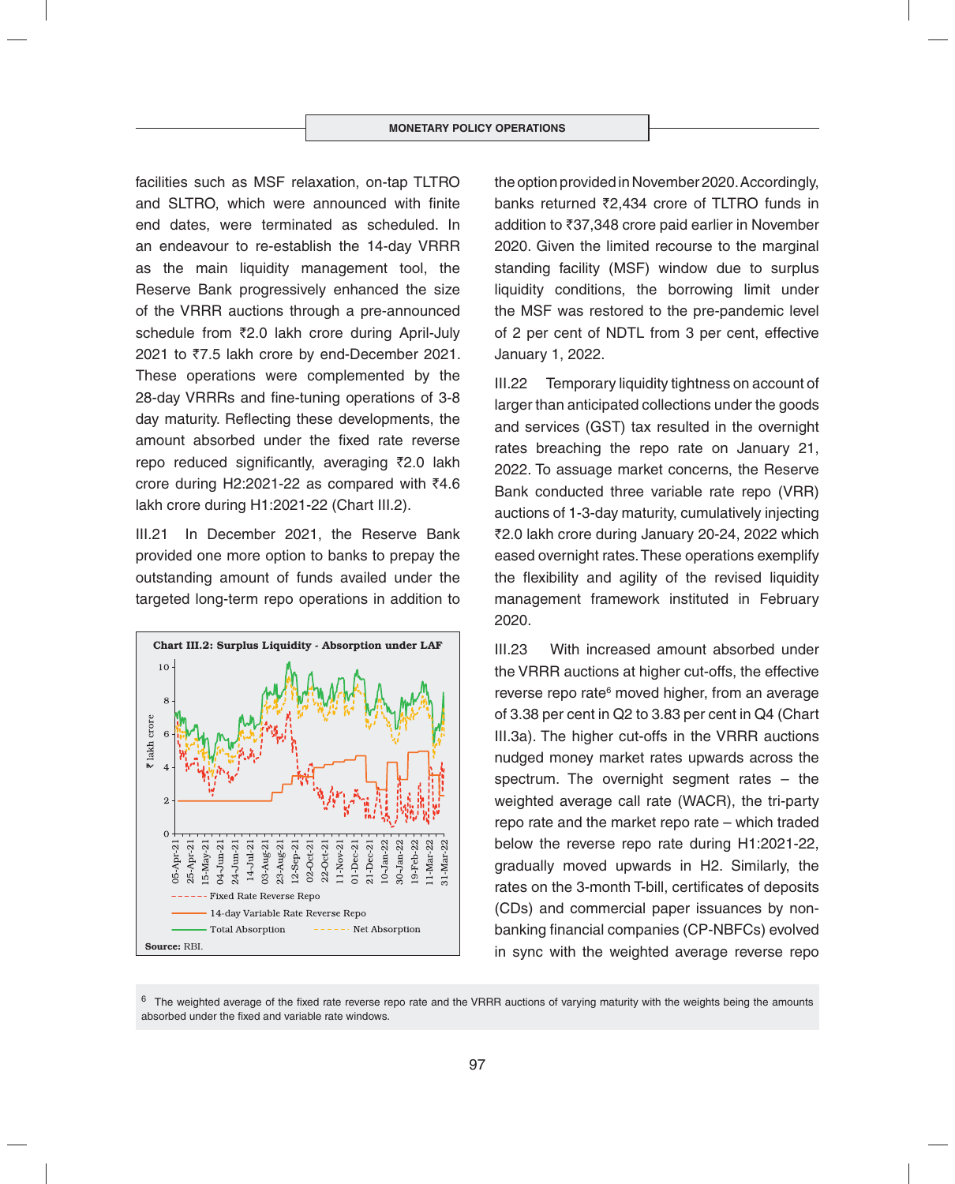facilities such as MSF relaxation, on-tap TLTRO and SLTRO, which were announced with finite end dates, were terminated as scheduled. In an endeavour to re-establish the 14-day VRRR as the main liquidity management tool, the Reserve Bank progressively enhanced the size of the VRRR auctions through a pre-announced schedule from ₹2.0 lakh crore during April-July 2021 to ₹7.5 lakh crore by end-December 2021. These operations were complemented by the 28-day VRRRs and fine-tuning operations of 3-8 day maturity. Reflecting these developments, the amount absorbed under the fixed rate reverse repo reduced significantly, averaging ₹2.0 lakh crore during H2:2021-22 as compared with ₹4.6 lakh crore during H1:2021-22 (Chart III.2).

III.21 In December 2021, the Reserve Bank provided one more option to banks to prepay the outstanding amount of funds availed under the targeted long-term repo operations in addition to the option provided in November 2020. Accordingly, banks returned ₹2,434 crore of TLTRO funds in addition to ₹37,348 crore paid earlier in November 2020. Given the limited recourse to the marginal standing facility (MSF) window due to surplus liquidity conditions, the borrowing limit under the MSF was restored to the pre-pandemic level of 2 per cent of NDTL from 3 per cent, effective January 1, 2022.

**Chart III.2: Surplus Liquidity - Absorption under LAF**

Source: RBI.

III.22 Temporary liquidity tightness on account of larger than anticipated collections under the goods and services (GST) tax resulted in the overnight rates breaching the repo rate on January 21, 2022. To assuage market concerns, the Reserve Bank conducted three variable rate repo (VRR) auctions of 1-3-day maturity, cumulatively injecting ₹2.0 lakh crore during January 20-24, 2022 which eased overnight rates. These operations exemplify the flexibility and agility of the revised liquidity management framework instituted in February 2020.

III.23 With increased amount absorbed under the VRRR auctions at higher cut-offs, the effective reverse repo rate[6] moved higher, from an average of 3.38 per cent in Q2 to 3.83 per cent in Q4 (Chart III.3a). The higher cut-offs in the VRRR auctions nudged money market rates upwards across the spectrum. The overnight segment rates – the weighted average call rate (WACR), the tri-party repo rate and the market repo rate – which traded below the reverse repo rate during H1:2021-22, gradually moved upwards in H2. Similarly, the rates on the 3-month T-bill, certificates of deposits (CDs) and commercial paper issuances by non-banking financial companies (CP-NBFCs) evolved in sync with the weighted average reverse repo

[6] The weighted average of the fixed rate reverse repo rate and the VRRR auctions of varying maturity with the weights being the amounts absorbed under the fixed and variable rate windows.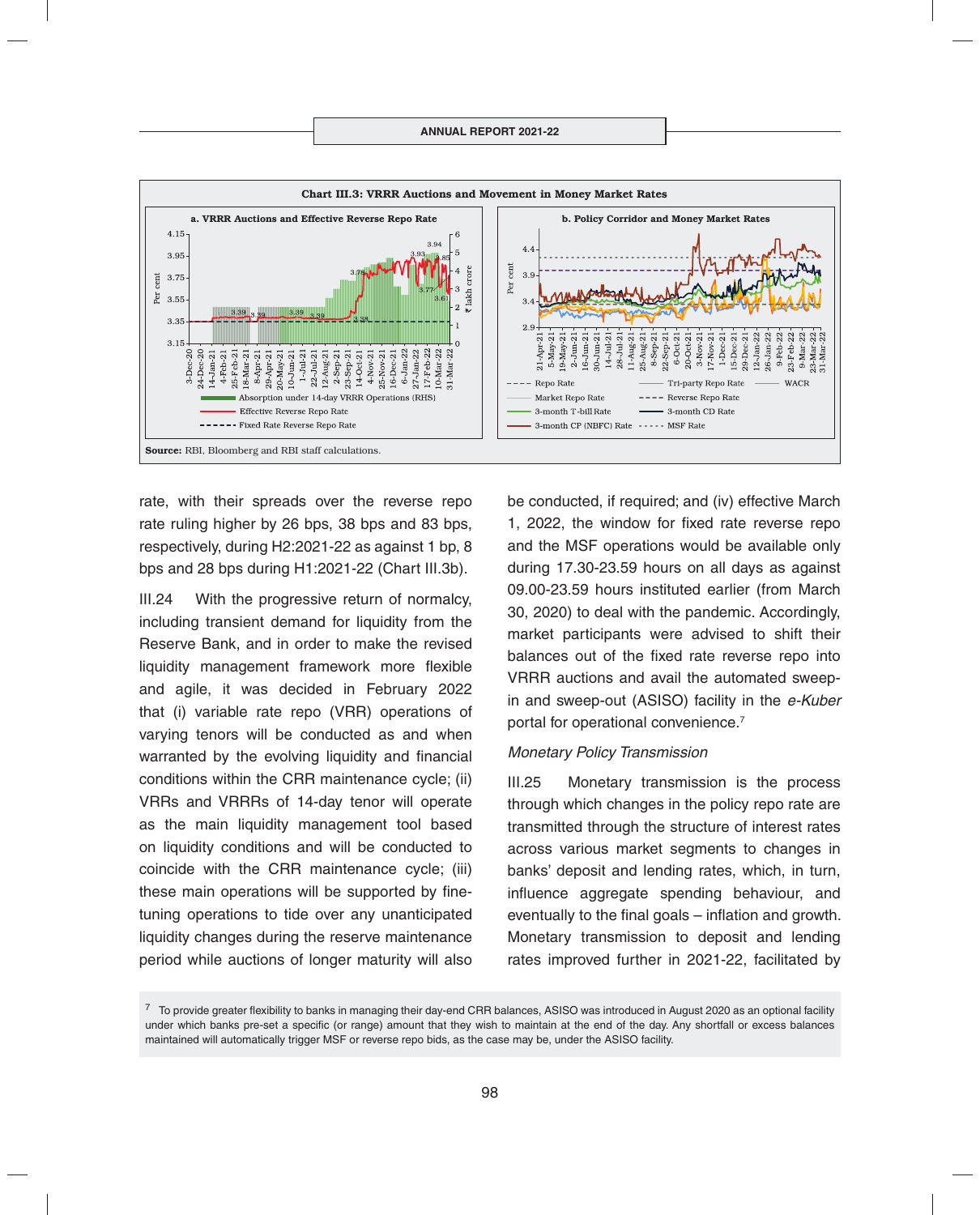**Chart III.3: VRRR Auctions and Movement in Money Market Rates**

**a. VRRR Auctions and Effective Reverse Repo Rate**

**b. Policy Corridor and Money Market Rates**

**Source:** RBI, Bloomberg and RBI staff calculations.

rate, with their spreads over the reverse repo rate ruling higher by 26 bps, 38 bps and 83 bps, respectively, during H2:2021-22 as against 1 bp, 8 bps and 28 bps during H1:2021-22 (Chart III.3b).

III.24 With the progressive return of normalcy, including transient demand for liquidity from the Reserve Bank, and in order to make the revised liquidity management framework more flexible and agile, it was decided in February 2022 that (i) variable rate repo (VRR) operations of varying tenors will be conducted as and when warranted by the evolving liquidity and financial conditions within the CRR maintenance cycle; (ii) VRRs and VRRRs of 14-day tenor will operate as the main liquidity management tool based on liquidity conditions and will be conducted to coincide with the CRR maintenance cycle; (iii) these main operations will be supported by fine-tuning operations to tide over any unanticipated liquidity changes during the reserve maintenance period while auctions of longer maturity will also be conducted, if required; and (iv) effective March 1, 2022, the window for fixed rate reverse repo and the MSF operations would be available only during 17.30-23.59 hours on all days as against 09.00-23.59 hours instituted earlier (from March 30, 2020) to deal with the pandemic. Accordingly, market participants were advised to shift their balances out of the fixed rate reverse repo into VRRR auctions and avail the automated sweep-in and sweep-out (ASISO) facility in the *e-Kuber* portal for operational convenience.[7]

*Monetary Policy Transmission*

III.25 Monetary transmission is the process through which changes in the policy repo rate are transmitted through the structure of interest rates across various market segments to changes in banks' deposit and lending rates, which, in turn, influence aggregate spending behaviour, and eventually to the final goals – inflation and growth. Monetary transmission to deposit and lending rates improved further in 2021-22, facilitated by

[7] To provide greater flexibility to banks in managing their day-end CRR balances, ASISO was introduced in August 2020 as an optional facility under which banks pre-set a specific (or range) amount that they wish to maintain at the end of the day. Any shortfall or excess balances maintained will automatically trigger MSF or reverse repo bids, as the case may be, under the ASISO facility.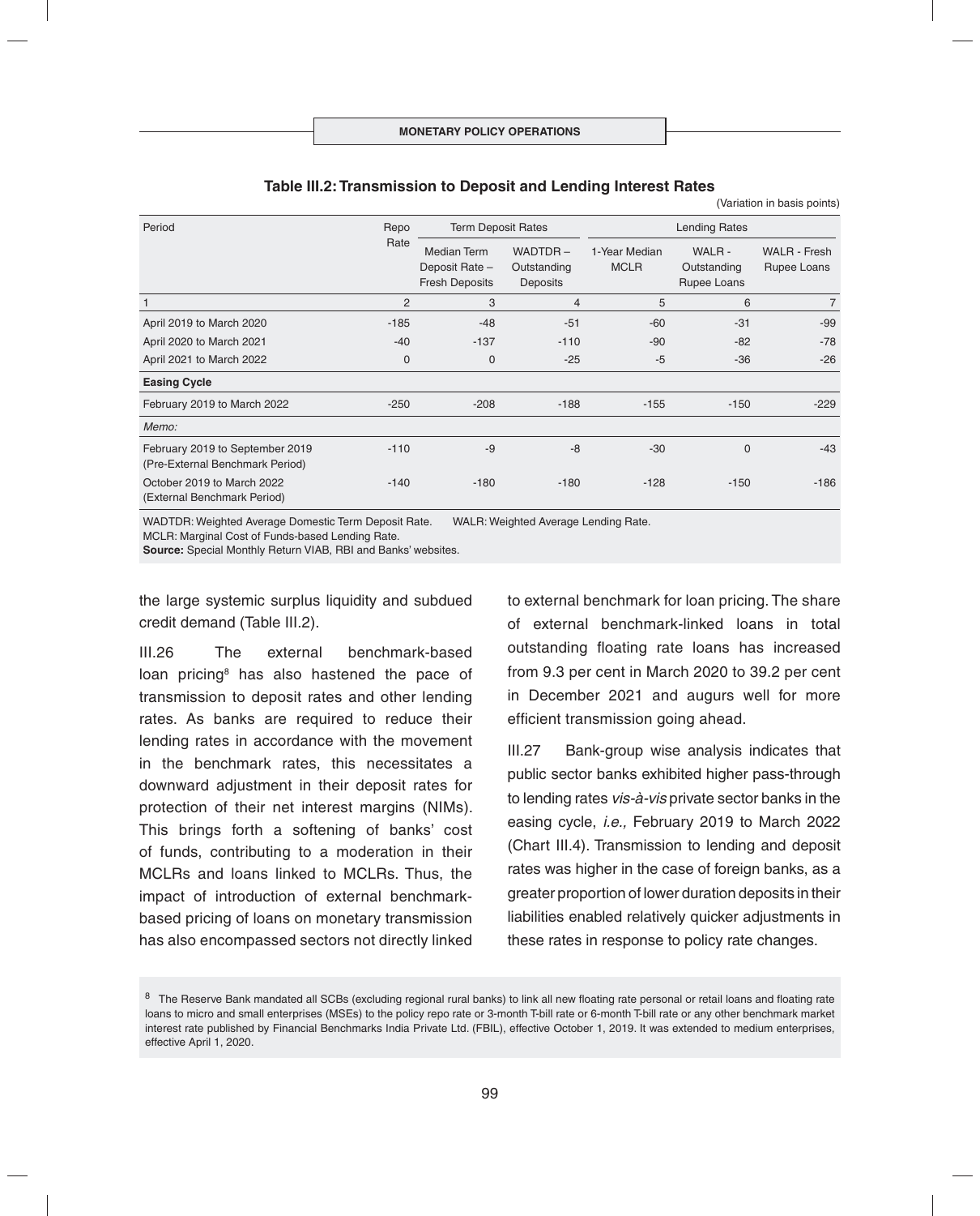**Table III.2: Transmission to Deposit and Lending Interest Rates**

(Variation in basis points)

| Period | Repo Rate | Term Deposit Rates | | Lending Rates | | |
|---|---|---|---|---|---|---|
| | | Median Term Deposit Rate – Fresh Deposits | WADTDR – Outstanding Deposits | 1-Year Median MCLR | WALR - Outstanding Rupee Loans | WALR - Fresh Rupee Loans |
| 1 | 2 | 3 | 4 | 5 | 6 | 7 |
| April 2019 to March 2020 | -185 | -48 | -51 | -60 | -31 | -99 |
| April 2020 to March 2021 | -40 | -137 | -110 | -90 | -82 | -78 |
| April 2021 to March 2022 | 0 | 0 | -25 | -5 | -36 | -26 |
| **Easing Cycle** | | | | | | |
| February 2019 to March 2022 | -250 | -208 | -188 | -155 | -150 | -229 |
| *Memo:* | | | | | | |
| February 2019 to September 2019 (Pre-External Benchmark Period) | -110 | -9 | -8 | -30 | 0 | -43 |
| October 2019 to March 2022 (External Benchmark Period) | -140 | -180 | -180 | -128 | -150 | -186 |

WADTDR: Weighted Average Domestic Term Deposit Rate. WALR: Weighted Average Lending Rate.
MCLR: Marginal Cost of Funds-based Lending Rate.
**Source:** Special Monthly Return VIAB, RBI and Banks' websites.

the large systemic surplus liquidity and subdued credit demand (Table III.2).

III.26 The external benchmark-based loan pricing[8] has also hastened the pace of transmission to deposit rates and other lending rates. As banks are required to reduce their lending rates in accordance with the movement in the benchmark rates, this necessitates a downward adjustment in their deposit rates for protection of their net interest margins (NIMs). This brings forth a softening of banks' cost of funds, contributing to a moderation in their MCLRs and loans linked to MCLRs. Thus, the impact of introduction of external benchmark-based pricing of loans on monetary transmission has also encompassed sectors not directly linked to external benchmark for loan pricing. The share of external benchmark-linked loans in total outstanding floating rate loans has increased from 9.3 per cent in March 2020 to 39.2 per cent in December 2021 and augurs well for more efficient transmission going ahead.

III.27 Bank-group wise analysis indicates that public sector banks exhibited higher pass-through to lending rates *vis-à-vis* private sector banks in the easing cycle, *i.e.,* February 2019 to March 2022 (Chart III.4). Transmission to lending and deposit rates was higher in the case of foreign banks, as a greater proportion of lower duration deposits in their liabilities enabled relatively quicker adjustments in these rates in response to policy rate changes.

[8] The Reserve Bank mandated all SCBs (excluding regional rural banks) to link all new floating rate personal or retail loans and floating rate loans to micro and small enterprises (MSEs) to the policy repo rate or 3-month T-bill rate or 6-month T-bill rate or any other benchmark market interest rate published by Financial Benchmarks India Private Ltd. (FBIL), effective October 1, 2019. It was extended to medium enterprises, effective April 1, 2020.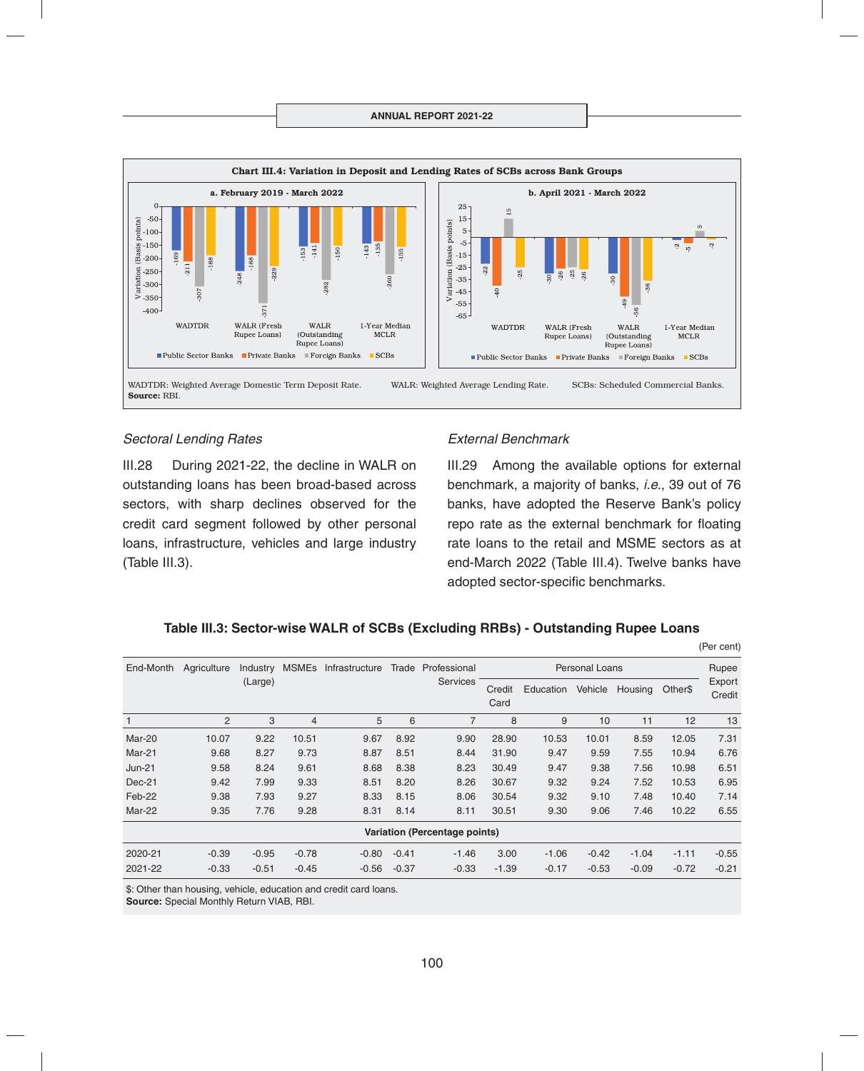**Chart III.4: Variation in Deposit and Lending Rates of SCBs across Bank Groups**

**a. February 2019 - March 2022**

| | Public Sector Banks | Private Banks | Foreign Banks | SCBs |
|---|---|---|---|---|
| WADTDR | -169 | -211 | -307 | -188 |
| WALR (Fresh Rupee Loans) | -248 | -188 | -371 | -229 |
| WALR (Outstanding Rupee Loans) | -153 | -141 | -282 | -150 |
| 1-Year Median MCLR | -143 | -135 | -260 | -155 |

**b. April 2021 - March 2022**

| | Public Sector Banks | Private Banks | Foreign Banks | SCBs |
|---|---|---|---|---|
| WADTDR | -22 | -40 | 15 | -25 |
| WALR (Fresh Rupee Loans) | -30 | -26 | -25 | -26 |
| WALR (Outstanding Rupee Loans) | -30 | -49 | -56 | -36 |
| 1-Year Median MCLR | -2 | -5 | 5 | -2 |

Variation (Basis points)

WADTDR: Weighted Average Domestic Term Deposit Rate. WALR: Weighted Average Lending Rate. SCBs: Scheduled Commercial Banks.
**Source:** RBI.

*Sectoral Lending Rates*

III.28 During 2021-22, the decline in WALR on outstanding loans has been broad-based across sectors, with sharp declines observed for the credit card segment followed by other personal loans, infrastructure, vehicles and large industry (Table III.3).

*External Benchmark*

III.29 Among the available options for external benchmark, a majority of banks, *i.e.*, 39 out of 76 banks, have adopted the Reserve Bank's policy repo rate as the external benchmark for floating rate loans to the retail and MSME sectors as at end-March 2022 (Table III.4). Twelve banks have adopted sector-specific benchmarks.

**Table III.3: Sector-wise WALR of SCBs (Excluding RRBs) - Outstanding Rupee Loans**

(Per cent)

| End-Month | Agriculture | Industry (Large) | MSMEs | Infrastructure | Trade | Professional Services | Personal Loans | | | | | Rupee Export Credit |
|---|---|---|---|---|---|---|---|---|---|---|---|---|
| | | | | | | | Credit Card | Education | Vehicle | Housing | Other$ | |
| 1 | 2 | 3 | 4 | 5 | 6 | 7 | 8 | 9 | 10 | 11 | 12 | 13 |
| Mar-20 | 10.07 | 9.22 | 10.51 | 9.67 | 8.92 | 9.90 | 28.90 | 10.53 | 10.01 | 8.59 | 12.05 | 7.31 |
| Mar-21 | 9.68 | 8.27 | 9.73 | 8.87 | 8.51 | 8.44 | 31.90 | 9.47 | 9.59 | 7.55 | 10.94 | 6.76 |
| Jun-21 | 9.58 | 8.24 | 9.61 | 8.68 | 8.38 | 8.23 | 30.49 | 9.47 | 9.38 | 7.56 | 10.98 | 6.51 |
| Dec-21 | 9.42 | 7.99 | 9.33 | 8.51 | 8.20 | 8.26 | 30.67 | 9.32 | 9.24 | 7.52 | 10.53 | 6.95 |
| Feb-22 | 9.38 | 7.93 | 9.27 | 8.33 | 8.15 | 8.06 | 30.54 | 9.32 | 9.10 | 7.48 | 10.40 | 7.14 |
| Mar-22 | 9.35 | 7.76 | 9.28 | 8.31 | 8.14 | 8.11 | 30.51 | 9.30 | 9.06 | 7.46 | 10.22 | 6.55 |
| **Variation (Percentage points)** | | | | | | | | | | | | |
| 2020-21 | -0.39 | -0.95 | -0.78 | -0.80 | -0.41 | -1.46 | 3.00 | -1.06 | -0.42 | -1.04 | -1.11 | -0.55 |
| 2021-22 | -0.33 | -0.51 | -0.45 | -0.56 | -0.37 | -0.33 | -1.39 | -0.17 | -0.53 | -0.09 | -0.72 | -0.21 |

$: Other than housing, vehicle, education and credit card loans.
**Source:** Special Monthly Return VIAB, RBI.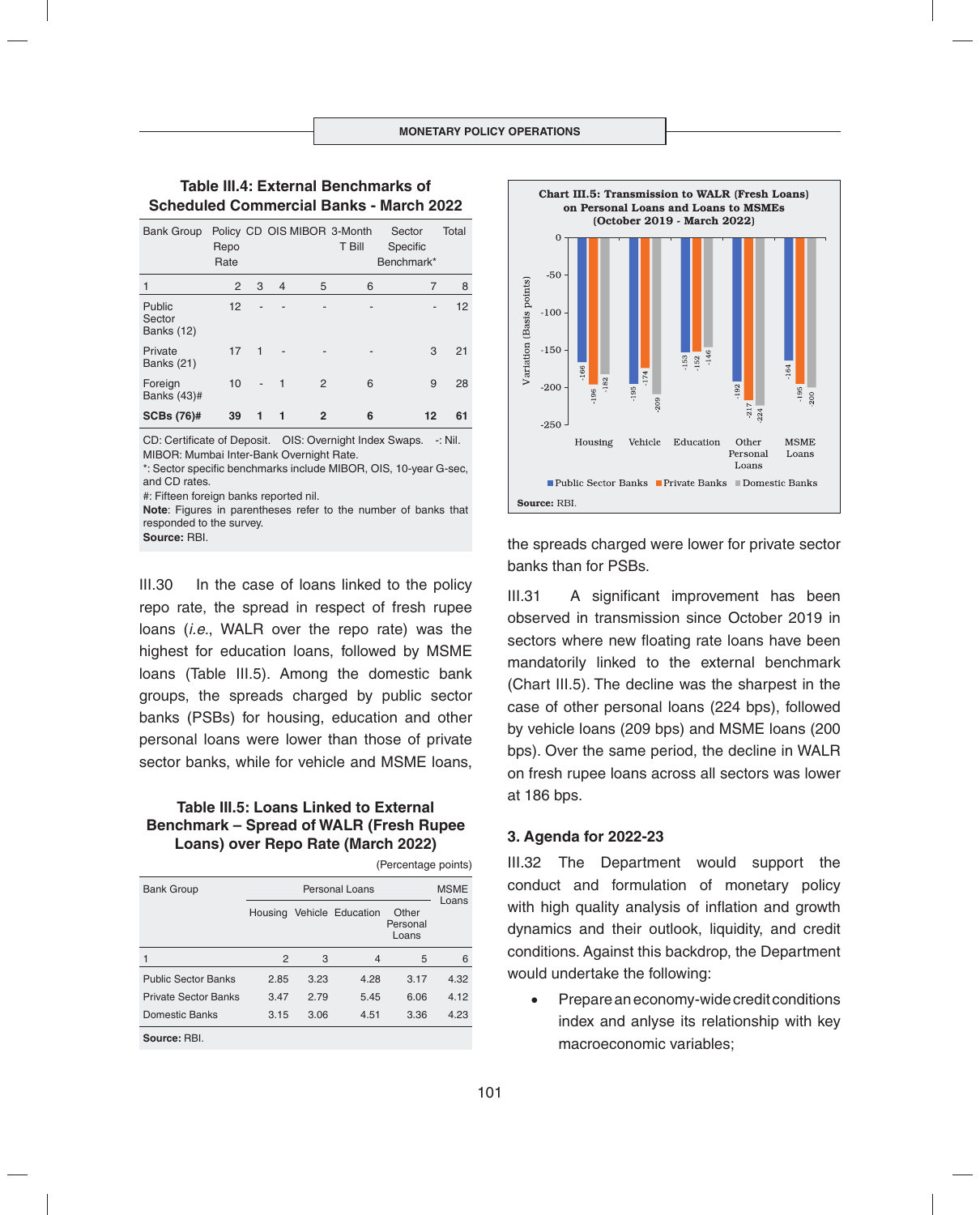### Table III.4: External Benchmarks of Scheduled Commercial Banks - March 2022

| Bank Group | Policy Repo Rate | CD | OIS | MIBOR | 3-Month T Bill | Sector Specific Benchmark* | Total |
|---|---|---|---|---|---|---|---|
| 1 | 2 | 3 | 4 | 5 | 6 | 7 | 8 |
| Public Sector Banks (12) | 12 | - | - | - | - | - | 12 |
| Private Banks (21) | 17 | 1 | - | - | - | 3 | 21 |
| Foreign Banks (43)# | 10 | - | 1 | 2 | 6 | 9 | 28 |
| **SCBs (76)#** | **39** | **1** | **1** | **2** | **6** | **12** | **61** |

CD: Certificate of Deposit. OIS: Overnight Index Swaps. -: Nil.
MIBOR: Mumbai Inter-Bank Overnight Rate.
*: Sector specific benchmarks include MIBOR, OIS, 10-year G-sec, and CD rates.
#: Fifteen foreign banks reported nil.
**Note**: Figures in parentheses refer to the number of banks that responded to the survey.
**Source:** RBI.

III.30 In the case of loans linked to the policy repo rate, the spread in respect of fresh rupee loans (*i.e.*, WALR over the repo rate) was the highest for education loans, followed by MSME loans (Table III.5). Among the domestic bank groups, the spreads charged by public sector banks (PSBs) for housing, education and other personal loans were lower than those of private sector banks, while for vehicle and MSME loans, the spreads charged were lower for private sector banks than for PSBs.

### Table III.5: Loans Linked to External Benchmark – Spread of WALR (Fresh Rupee Loans) over Repo Rate (March 2022)

(Percentage points)

| Bank Group | Personal Loans | | | | MSME Loans |
|---|---|---|---|---|---|
| | Housing | Vehicle | Education | Other Personal Loans | |
| 1 | 2 | 3 | 4 | 5 | 6 |
| Public Sector Banks | 2.85 | 3.23 | 4.28 | 3.17 | 4.32 |
| Private Sector Banks | 3.47 | 2.79 | 5.45 | 6.06 | 4.12 |
| Domestic Banks | 3.15 | 3.06 | 4.51 | 3.36 | 4.23 |

**Source:** RBI.

**Chart III.5: Transmission to WALR (Fresh Loans) on Personal Loans and Loans to MSMEs (October 2019 - March 2022)**

Variation (Basis points)

| | Housing | Vehicle | Education | Other Personal Loans | MSME Loans |
|---|---|---|---|---|---|
| Public Sector Banks | -166 | -195 | -153 | -192 | -164 |
| Private Banks | -196 | -174 | -152 | -217 | -195 |
| Domestic Banks | -182 | -209 | -146 | -224 | -200 |

**Source:** RBI.

III.31 A significant improvement has been observed in transmission since October 2019 in sectors where new floating rate loans have been mandatorily linked to the external benchmark (Chart III.5). The decline was the sharpest in the case of other personal loans (224 bps), followed by vehicle loans (209 bps) and MSME loans (200 bps). Over the same period, the decline in WALR on fresh rupee loans across all sectors was lower at 186 bps.

## 3. Agenda for 2022-23

III.32 The Department would support the conduct and formulation of monetary policy with high quality analysis of inflation and growth dynamics and their outlook, liquidity, and credit conditions. Against this backdrop, the Department would undertake the following:

- Prepare an economy-wide credit conditions index and anlyse its relationship with key macroeconomic variables;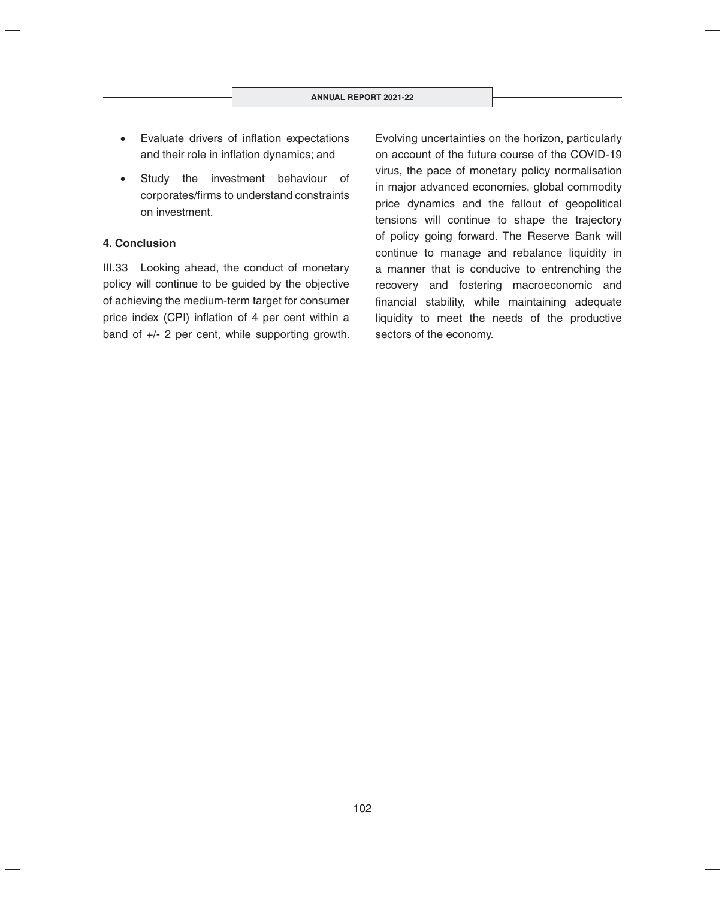- Evaluate drivers of inflation expectations and their role in inflation dynamics; and
- Study the investment behaviour of corporates/firms to understand constraints on investment.

**4. Conclusion**

III.33 Looking ahead, the conduct of monetary policy will continue to be guided by the objective of achieving the medium-term target for consumer price index (CPI) inflation of 4 per cent within a band of +/- 2 per cent, while supporting growth. Evolving uncertainties on the horizon, particularly on account of the future course of the COVID-19 virus, the pace of monetary policy normalisation in major advanced economies, global commodity price dynamics and the fallout of geopolitical tensions will continue to shape the trajectory of policy going forward. The Reserve Bank will continue to manage and rebalance liquidity in a manner that is conducive to entrenching the recovery and fostering macroeconomic and financial stability, while maintaining adequate liquidity to meet the needs of the productive sectors of the economy.